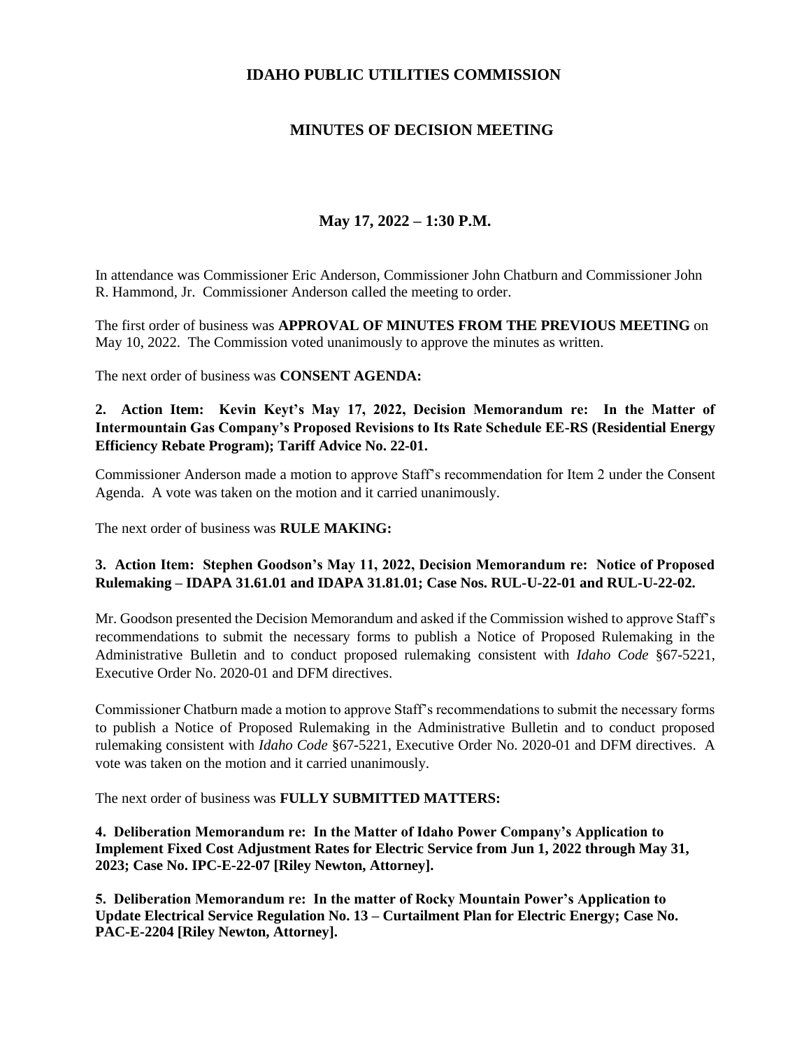# IDAHO PUBLIC UTILITIES COMMISSION

## MINUTES OF DECISION MEETING

### May 17, 2022 – 1:30 P.M.

In attendance was Commissioner Eric Anderson, Commissioner John Chatburn and Commissioner John R. Hammond, Jr. Commissioner Anderson called the meeting to order.

The first order of business was **APPROVAL OF MINUTES FROM THE PREVIOUS MEETING** on May 10, 2022. The Commission voted unanimously to approve the minutes as written.

The next order of business was **CONSENT AGENDA:**

**2. Action Item: Kevin Keyt's May 17, 2022, Decision Memorandum re: In the Matter of Intermountain Gas Company's Proposed Revisions to Its Rate Schedule EE-RS (Residential Energy Efficiency Rebate Program); Tariff Advice No. 22-01.**

Commissioner Anderson made a motion to approve Staff's recommendation for Item 2 under the Consent Agenda. A vote was taken on the motion and it carried unanimously.

The next order of business was **RULE MAKING:**

**3. Action Item: Stephen Goodson's May 11, 2022, Decision Memorandum re: Notice of Proposed Rulemaking – IDAPA 31.61.01 and IDAPA 31.81.01; Case Nos. RUL-U-22-01 and RUL-U-22-02.**

Mr. Goodson presented the Decision Memorandum and asked if the Commission wished to approve Staff's recommendations to submit the necessary forms to publish a Notice of Proposed Rulemaking in the Administrative Bulletin and to conduct proposed rulemaking consistent with *Idaho Code* §67-5221, Executive Order No. 2020-01 and DFM directives.

Commissioner Chatburn made a motion to approve Staff's recommendations to submit the necessary forms to publish a Notice of Proposed Rulemaking in the Administrative Bulletin and to conduct proposed rulemaking consistent with *Idaho Code* §67-5221, Executive Order No. 2020-01 and DFM directives. A vote was taken on the motion and it carried unanimously.

The next order of business was **FULLY SUBMITTED MATTERS:**

**4. Deliberation Memorandum re: In the Matter of Idaho Power Company's Application to Implement Fixed Cost Adjustment Rates for Electric Service from Jun 1, 2022 through May 31, 2023; Case No. IPC-E-22-07 [Riley Newton, Attorney].**

**5. Deliberation Memorandum re: In the matter of Rocky Mountain Power's Application to Update Electrical Service Regulation No. 13 – Curtailment Plan for Electric Energy; Case No. PAC-E-2204 [Riley Newton, Attorney].**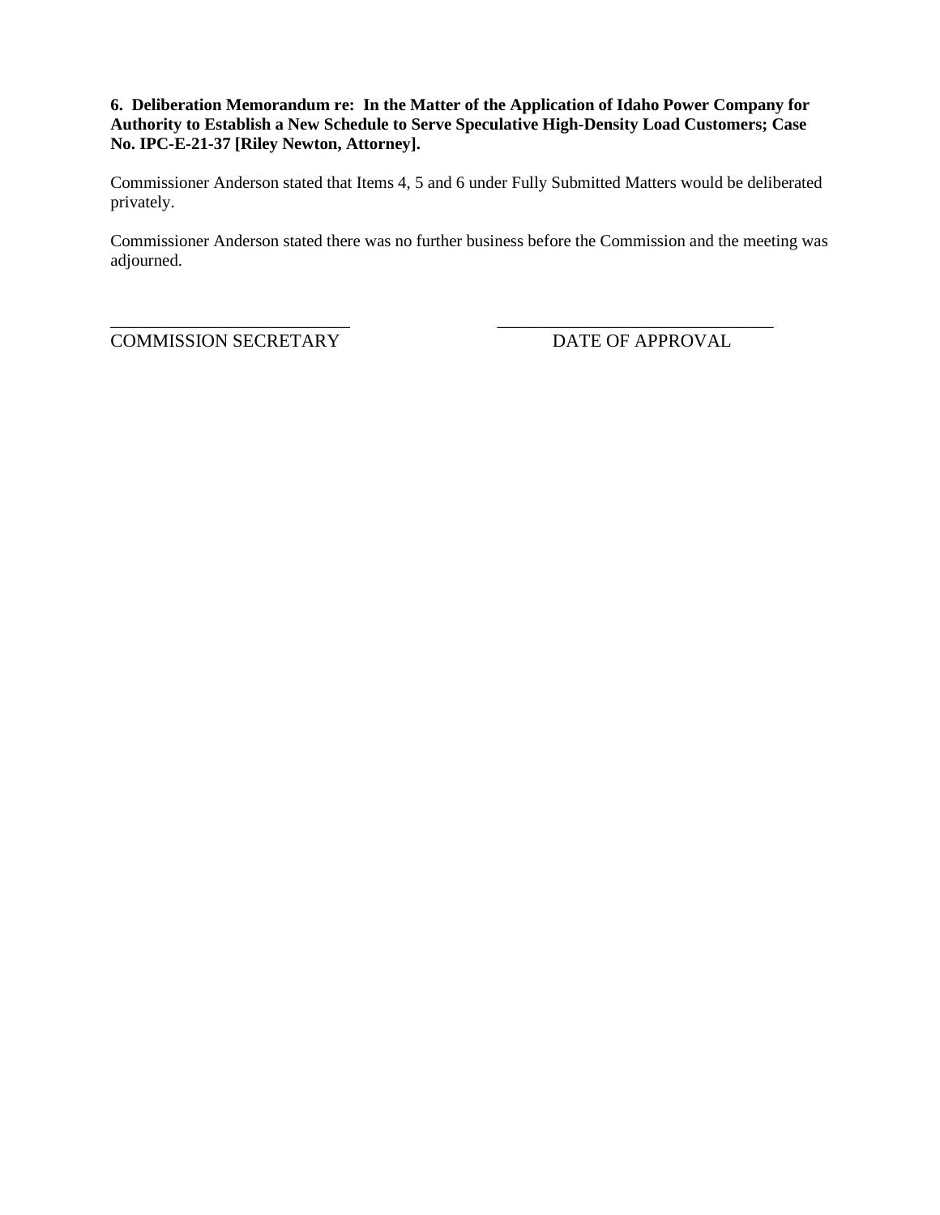**6. Deliberation Memorandum re: In the Matter of the Application of Idaho Power Company for Authority to Establish a New Schedule to Serve Speculative High-Density Load Customers; Case No. IPC-E-21-37 [Riley Newton, Attorney].**

Commissioner Anderson stated that Items 4, 5 and 6 under Fully Submitted Matters would be deliberated privately.

Commissioner Anderson stated there was no further business before the Commission and the meeting was adjourned.

\_\_\_\_\_\_\_\_\_\_\_\_\_\_\_\_\_\_\_\_\_\_\_\_\_\_ \_\_\_\_\_\_\_\_\_\_\_\_\_\_\_\_\_\_\_\_\_\_\_\_\_\_\_\_\_\_

COMMISSION SECRETARY DATE OF APPROVAL